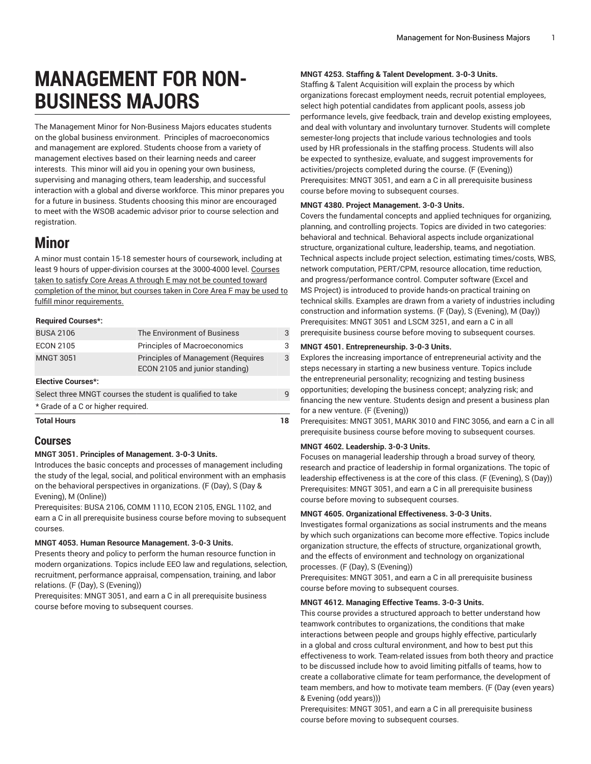# MANAGEMENT FOR NON-BUSINESS MAJORS

The Management Minor for Non-Business Majors educates students on the global business environment. Principles of macroeconomics and management are explored. Students choose from a variety of management electives based on their learning needs and career interests. This minor will aid you in opening your own business, supervising and managing others, team leadership, and successful interaction with a global and diverse workforce. This minor prepares you for a future in business. Students choosing this minor are encouraged to meet with the WSOB academic advisor prior to course selection and registration.

# Minor

A minor must contain 15-18 semester hours of coursework, including at least 9 hours of upper-division courses at the 3000-4000 level. Courses taken to satisfy Core Areas A through E may not be counted toward completion of the minor, but courses taken in Core Area F may be used to fulfill minor requirements.

| **Required Courses*:** | | |
|---|---|---|
| BUSA 2106 | The Environment of Business | 3 |
| ECON 2105 | Principles of Macroeconomics | 3 |
| MNGT 3051 | Principles of Management (Requires ECON 2105 and junior standing) | 3 |
| **Elective Courses*:** | | |
| Select three MNGT courses the student is qualified to take | | 9 |
| * Grade of a C or higher required. | | |
| **Total Hours** | | **18** |

## Courses

**MNGT 3051. Principles of Management. 3-0-3 Units.**
Introduces the basic concepts and processes of management including the study of the legal, social, and political environment with an emphasis on the behavioral perspectives in organizations. (F (Day), S (Day & Evening), M (Online))
Prerequisites: BUSA 2106, COMM 1110, ECON 2105, ENGL 1102, and earn a C in all prerequisite business course before moving to subsequent courses.

**MNGT 4053. Human Resource Management. 3-0-3 Units.**
Presents theory and policy to perform the human resource function in modern organizations. Topics include EEO law and regulations, selection, recruitment, performance appraisal, compensation, training, and labor relations. (F (Day), S (Evening))
Prerequisites: MNGT 3051, and earn a C in all prerequisite business course before moving to subsequent courses.

**MNGT 4253. Staffing & Talent Development. 3-0-3 Units.**
Staffing & Talent Acquisition will explain the process by which organizations forecast employment needs, recruit potential employees, select high potential candidates from applicant pools, assess job performance levels, give feedback, train and develop existing employees, and deal with voluntary and involuntary turnover. Students will complete semester-long projects that include various technologies and tools used by HR professionals in the staffing process. Students will also be expected to synthesize, evaluate, and suggest improvements for activities/projects completed during the course. (F (Evening))
Prerequisites: MNGT 3051, and earn a C in all prerequisite business course before moving to subsequent courses.

**MNGT 4380. Project Management. 3-0-3 Units.**
Covers the fundamental concepts and applied techniques for organizing, planning, and controlling projects. Topics are divided in two categories: behavioral and technical. Behavioral aspects include organizational structure, organizational culture, leadership, teams, and negotiation. Technical aspects include project selection, estimating times/costs, WBS, network computation, PERT/CPM, resource allocation, time reduction, and progress/performance control. Computer software (Excel and MS Project) is introduced to provide hands-on practical training on technical skills. Examples are drawn from a variety of industries including construction and information systems. (F (Day), S (Evening), M (Day))
Prerequisites: MNGT 3051 and LSCM 3251, and earn a C in all prerequisite business course before moving to subsequent courses.

**MNGT 4501. Entrepreneurship. 3-0-3 Units.**
Explores the increasing importance of entrepreneurial activity and the steps necessary in starting a new business venture. Topics include the entrepreneurial personality; recognizing and testing business opportunities; developing the business concept; analyzing risk; and financing the new venture. Students design and present a business plan for a new venture. (F (Evening))
Prerequisites: MNGT 3051, MARK 3010 and FINC 3056, and earn a C in all prerequisite business course before moving to subsequent courses.

**MNGT 4602. Leadership. 3-0-3 Units.**
Focuses on managerial leadership through a broad survey of theory, research and practice of leadership in formal organizations. The topic of leadership effectiveness is at the core of this class. (F (Evening), S (Day))
Prerequisites: MNGT 3051, and earn a C in all prerequisite business course before moving to subsequent courses.

**MNGT 4605. Organizational Effectiveness. 3-0-3 Units.**
Investigates formal organizations as social instruments and the means by which such organizations can become more effective. Topics include organization structure, the effects of structure, organizational growth, and the effects of environment and technology on organizational processes. (F (Day), S (Evening))
Prerequisites: MNGT 3051, and earn a C in all prerequisite business course before moving to subsequent courses.

**MNGT 4612. Managing Effective Teams. 3-0-3 Units.**
This course provides a structured approach to better understand how teamwork contributes to organizations, the conditions that make interactions between people and groups highly effective, particularly in a global and cross cultural environment, and how to best put this effectiveness to work. Team-related issues from both theory and practice to be discussed include how to avoid limiting pitfalls of teams, how to create a collaborative climate for team performance, the development of team members, and how to motivate team members. (F (Day (even years) & Evening (odd years)))
Prerequisites: MNGT 3051, and earn a C in all prerequisite business course before moving to subsequent courses.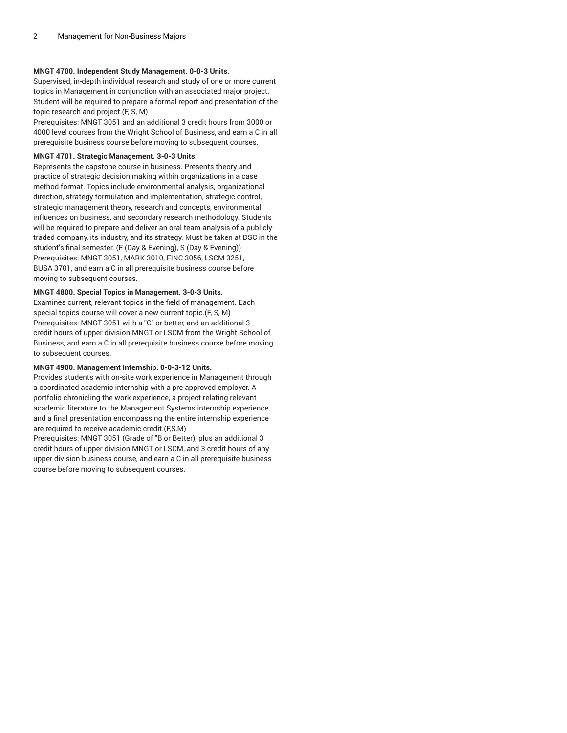**MNGT 4700. Independent Study Management. 0-0-3 Units.**
Supervised, in-depth individual research and study of one or more current topics in Management in conjunction with an associated major project. Student will be required to prepare a formal report and presentation of the topic research and project.(F, S, M)
Prerequisites: MNGT 3051 and an additional 3 credit hours from 3000 or 4000 level courses from the Wright School of Business, and earn a C in all prerequisite business course before moving to subsequent courses.

**MNGT 4701. Strategic Management. 3-0-3 Units.**
Represents the capstone course in business. Presents theory and practice of strategic decision making within organizations in a case method format. Topics include environmental analysis, organizational direction, strategy formulation and implementation, strategic control, strategic management theory, research and concepts, environmental influences on business, and secondary research methodology. Students will be required to prepare and deliver an oral team analysis of a publicly-traded company, its industry, and its strategy. Must be taken at DSC in the student's final semester. (F (Day & Evening), S (Day & Evening))
Prerequisites: MNGT 3051, MARK 3010, FINC 3056, LSCM 3251, BUSA 3701, and earn a C in all prerequisite business course before moving to subsequent courses.

**MNGT 4800. Special Topics in Management. 3-0-3 Units.**
Examines current, relevant topics in the field of management. Each special topics course will cover a new current topic.(F, S, M)
Prerequisites: MNGT 3051 with a "C" or better, and an additional 3 credit hours of upper division MNGT or LSCM from the Wright School of Business, and earn a C in all prerequisite business course before moving to subsequent courses.

**MNGT 4900. Management Internship. 0-0-3-12 Units.**
Provides students with on-site work experience in Management through a coordinated academic internship with a pre-approved employer. A portfolio chronicling the work experience, a project relating relevant academic literature to the Management Systems internship experience, and a final presentation encompassing the entire internship experience are required to receive academic credit.(F,S,M)
Prerequisites: MNGT 3051 (Grade of "B or Better), plus an additional 3 credit hours of upper division MNGT or LSCM, and 3 credit hours of any upper division business course, and earn a C in all prerequisite business course before moving to subsequent courses.